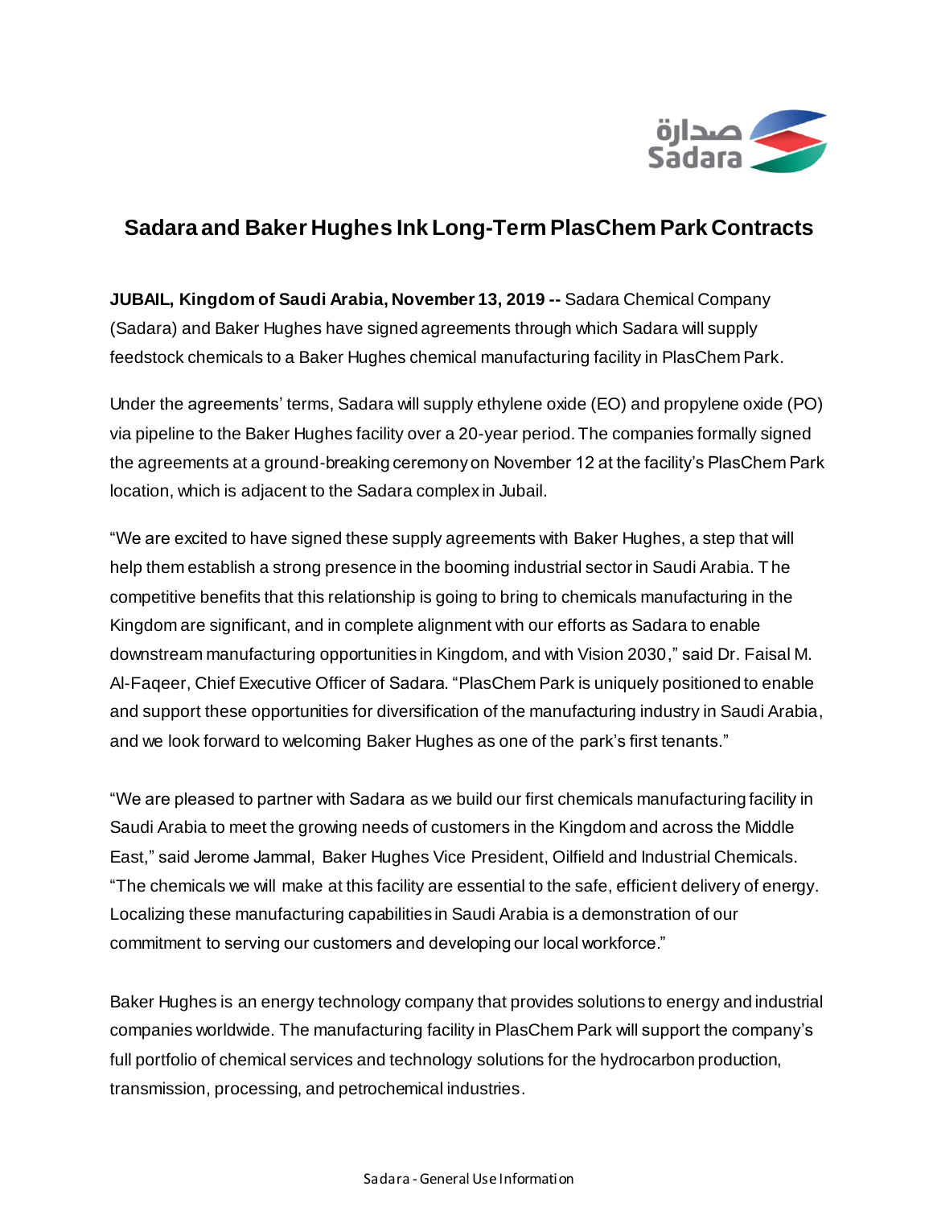# Sadara and Baker Hughes Ink Long-Term PlasChem Park Contracts

**JUBAIL, Kingdom of Saudi Arabia, November 13, 2019 --** Sadara Chemical Company (Sadara) and Baker Hughes have signed agreements through which Sadara will supply feedstock chemicals to a Baker Hughes chemical manufacturing facility in PlasChem Park.

Under the agreements' terms, Sadara will supply ethylene oxide (EO) and propylene oxide (PO) via pipeline to the Baker Hughes facility over a 20-year period. The companies formally signed the agreements at a ground-breaking ceremony on November 12 at the facility's PlasChem Park location, which is adjacent to the Sadara complex in Jubail.

"We are excited to have signed these supply agreements with Baker Hughes, a step that will help them establish a strong presence in the booming industrial sector in Saudi Arabia. The competitive benefits that this relationship is going to bring to chemicals manufacturing in the Kingdom are significant, and in complete alignment with our efforts as Sadara to enable downstream manufacturing opportunities in Kingdom, and with Vision 2030," said Dr. Faisal M. Al-Faqeer, Chief Executive Officer of Sadara. "PlasChem Park is uniquely positioned to enable and support these opportunities for diversification of the manufacturing industry in Saudi Arabia, and we look forward to welcoming Baker Hughes as one of the park's first tenants."

"We are pleased to partner with Sadara as we build our first chemicals manufacturing facility in Saudi Arabia to meet the growing needs of customers in the Kingdom and across the Middle East," said Jerome Jammal, Baker Hughes Vice President, Oilfield and Industrial Chemicals. "The chemicals we will make at this facility are essential to the safe, efficient delivery of energy. Localizing these manufacturing capabilities in Saudi Arabia is a demonstration of our commitment to serving our customers and developing our local workforce."

Baker Hughes is an energy technology company that provides solutions to energy and industrial companies worldwide. The manufacturing facility in PlasChem Park will support the company's full portfolio of chemical services and technology solutions for the hydrocarbon production, transmission, processing, and petrochemical industries.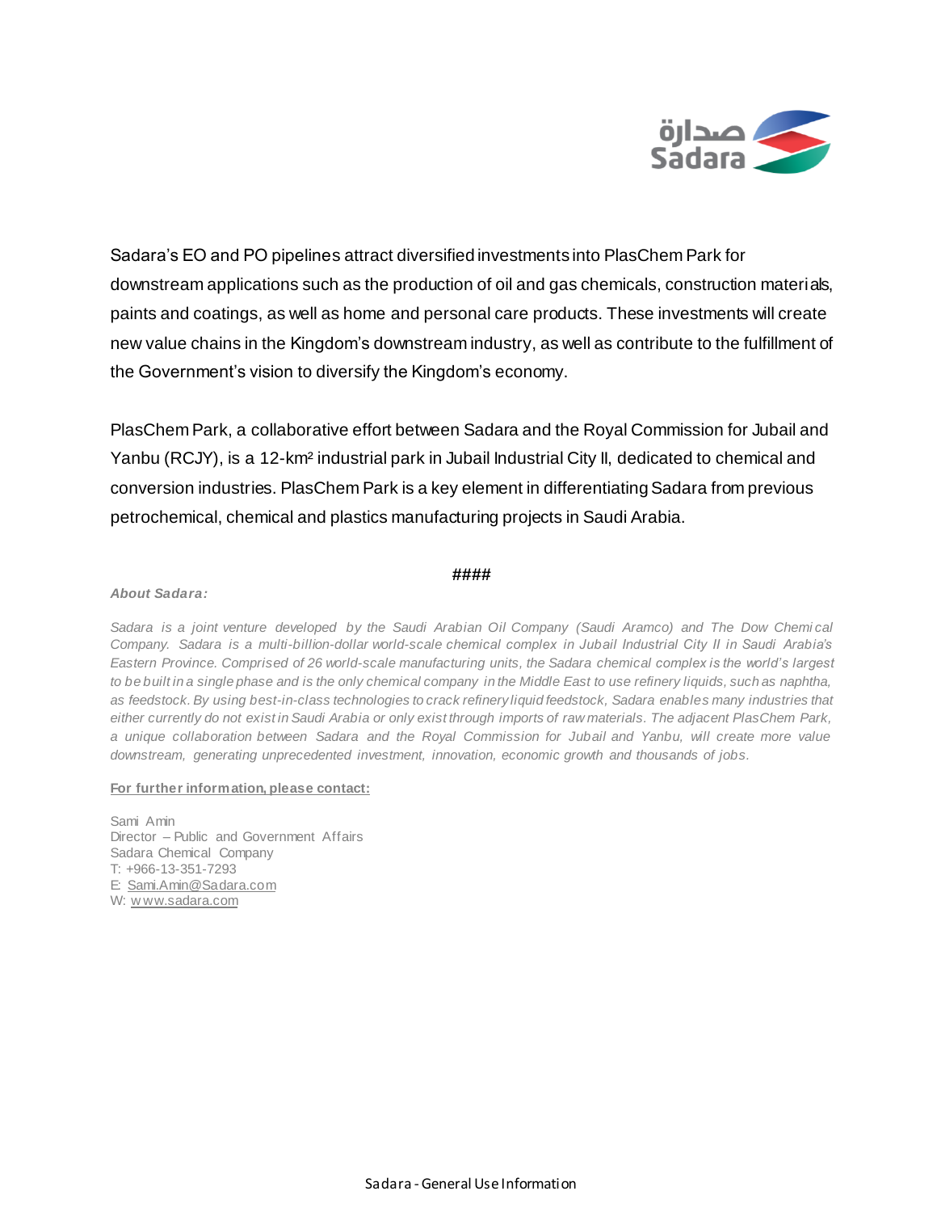Sadara's EO and PO pipelines attract diversified investments into PlasChem Park for downstream applications such as the production of oil and gas chemicals, construction materials, paints and coatings, as well as home and personal care products. These investments will create new value chains in the Kingdom's downstream industry, as well as contribute to the fulfillment of the Government's vision to diversify the Kingdom's economy.

PlasChem Park, a collaborative effort between Sadara and the Royal Commission for Jubail and Yanbu (RCJY), is a 12-km² industrial park in Jubail Industrial City II, dedicated to chemical and conversion industries. PlasChem Park is a key element in differentiating Sadara from previous petrochemical, chemical and plastics manufacturing projects in Saudi Arabia.

####

***About Sadara:***

*Sadara is a joint venture developed by the Saudi Arabian Oil Company (Saudi Aramco) and The Dow Chemical Company. Sadara is a multi-billion-dollar world-scale chemical complex in Jubail Industrial City II in Saudi Arabia's Eastern Province. Comprised of 26 world-scale manufacturing units, the Sadara chemical complex is the world's largest to be built in a single phase and is the only chemical company in the Middle East to use refinery liquids, such as naphtha, as feedstock. By using best-in-class technologies to crack refinery liquid feedstock, Sadara enables many industries that either currently do not exist in Saudi Arabia or only exist through imports of raw materials. The adjacent PlasChem Park, a unique collaboration between Sadara and the Royal Commission for Jubail and Yanbu, will create more value downstream, generating unprecedented investment, innovation, economic growth and thousands of jobs.*

**For further information, please contact:**

Sami Amin
Director – Public and Government Affairs
Sadara Chemical Company
T: +966-13-351-7293
E: Sami.Amin@Sadara.com
W: www.sadara.com